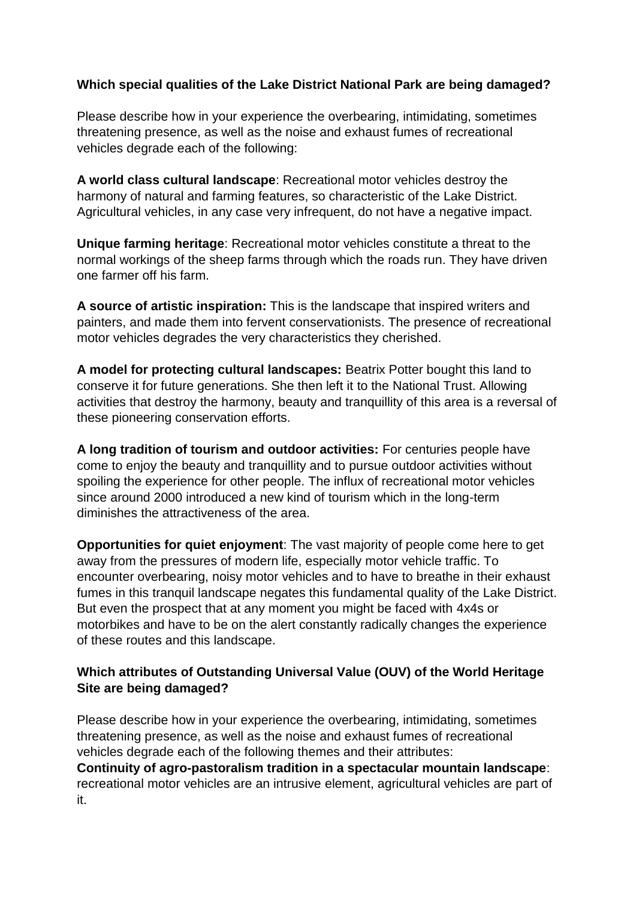**Which special qualities of the Lake District National Park are being damaged?**

Please describe how in your experience the overbearing, intimidating, sometimes threatening presence, as well as the noise and exhaust fumes of recreational vehicles degrade each of the following:

**A world class cultural landscape**: Recreational motor vehicles destroy the harmony of natural and farming features, so characteristic of the Lake District. Agricultural vehicles, in any case very infrequent, do not have a negative impact.

**Unique farming heritage**: Recreational motor vehicles constitute a threat to the normal workings of the sheep farms through which the roads run. They have driven one farmer off his farm.

**A source of artistic inspiration:** This is the landscape that inspired writers and painters, and made them into fervent conservationists. The presence of recreational motor vehicles degrades the very characteristics they cherished.

**A model for protecting cultural landscapes:** Beatrix Potter bought this land to conserve it for future generations. She then left it to the National Trust. Allowing activities that destroy the harmony, beauty and tranquillity of this area is a reversal of these pioneering conservation efforts.

**A long tradition of tourism and outdoor activities:** For centuries people have come to enjoy the beauty and tranquillity and to pursue outdoor activities without spoiling the experience for other people. The influx of recreational motor vehicles since around 2000 introduced a new kind of tourism which in the long-term diminishes the attractiveness of the area.

**Opportunities for quiet enjoyment**: The vast majority of people come here to get away from the pressures of modern life, especially motor vehicle traffic. To encounter overbearing, noisy motor vehicles and to have to breathe in their exhaust fumes in this tranquil landscape negates this fundamental quality of the Lake District. But even the prospect that at any moment you might be faced with 4x4s or motorbikes and have to be on the alert constantly radically changes the experience of these routes and this landscape.

**Which attributes of Outstanding Universal Value (OUV) of the World Heritage Site are being damaged?**

Please describe how in your experience the overbearing, intimidating, sometimes threatening presence, as well as the noise and exhaust fumes of recreational vehicles degrade each of the following themes and their attributes:
**Continuity of agro-pastoralism tradition in a spectacular mountain landscape**: recreational motor vehicles are an intrusive element, agricultural vehicles are part of it.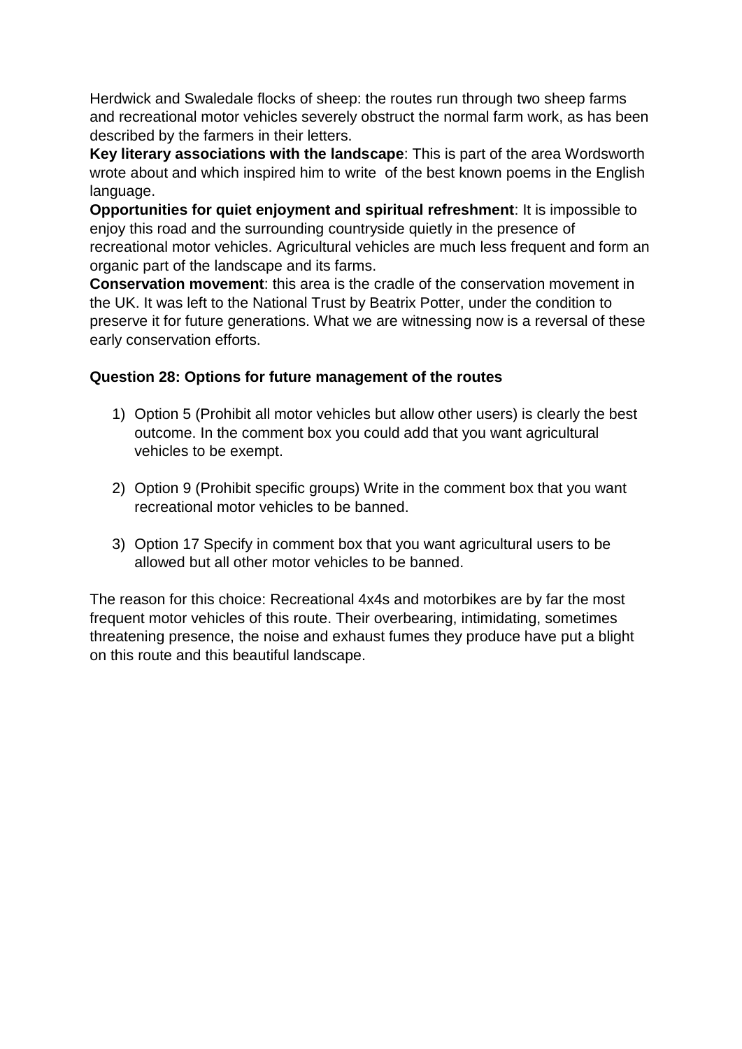Herdwick and Swaledale flocks of sheep: the routes run through two sheep farms and recreational motor vehicles severely obstruct the normal farm work, as has been described by the farmers in their letters.

**Key literary associations with the landscape**: This is part of the area Wordsworth wrote about and which inspired him to write of the best known poems in the English language.

**Opportunities for quiet enjoyment and spiritual refreshment**: It is impossible to enjoy this road and the surrounding countryside quietly in the presence of recreational motor vehicles. Agricultural vehicles are much less frequent and form an organic part of the landscape and its farms.

**Conservation movement**: this area is the cradle of the conservation movement in the UK. It was left to the National Trust by Beatrix Potter, under the condition to preserve it for future generations. What we are witnessing now is a reversal of these early conservation efforts.

**Question 28: Options for future management of the routes**

1) Option 5 (Prohibit all motor vehicles but allow other users) is clearly the best outcome. In the comment box you could add that you want agricultural vehicles to be exempt.

2) Option 9 (Prohibit specific groups) Write in the comment box that you want recreational motor vehicles to be banned.

3) Option 17 Specify in comment box that you want agricultural users to be allowed but all other motor vehicles to be banned.

The reason for this choice: Recreational 4x4s and motorbikes are by far the most frequent motor vehicles of this route. Their overbearing, intimidating, sometimes threatening presence, the noise and exhaust fumes they produce have put a blight on this route and this beautiful landscape.